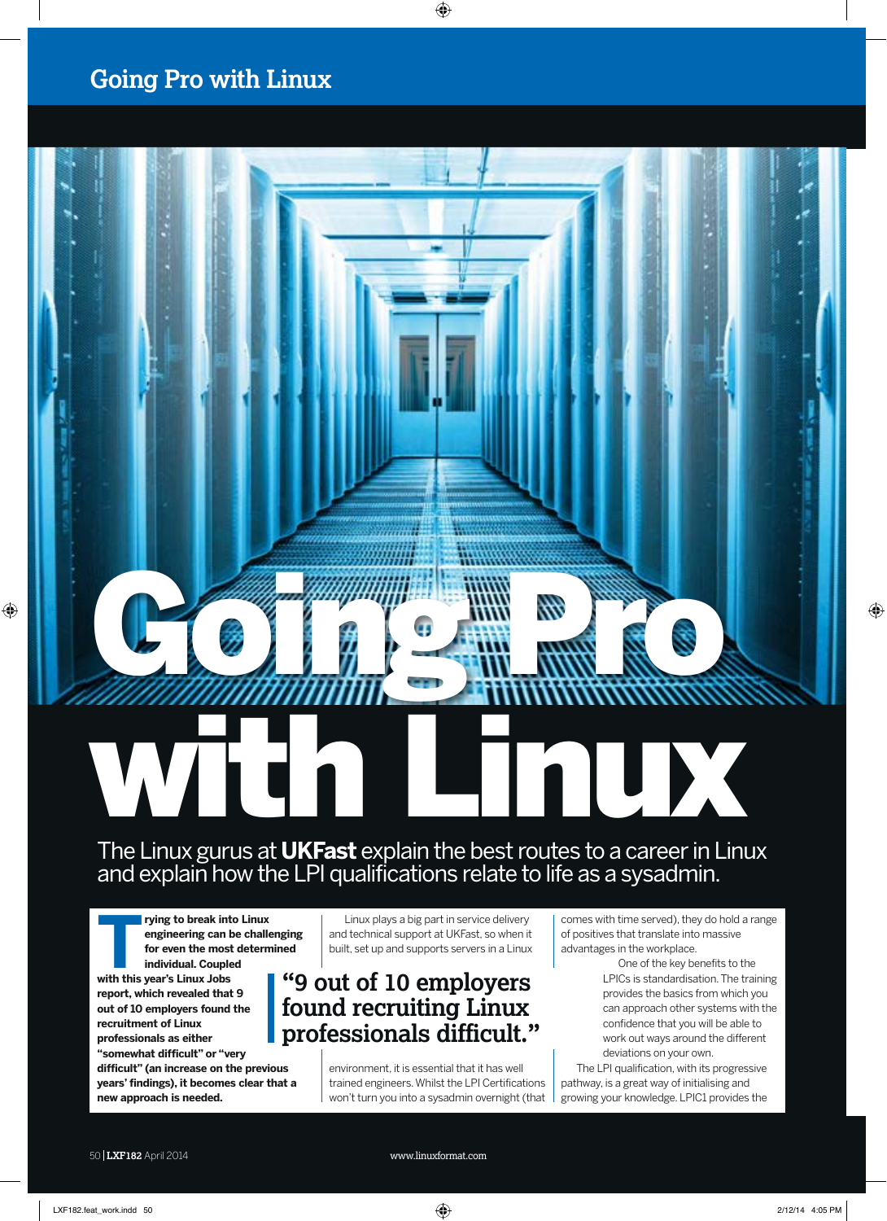# Going Pro with Linux

The Linux gurus at **UKFast** explain the best routes to a career in Linux and explain how the LPI qualifications relate to life as a sysadmin.

**Trying to break into Linux engineering can be challenging for even the most determined individual. Coupled with this year's Linux Jobs report, which revealed that 9 out of 10 employers found the recruitment of Linux professionals as either "somewhat difficult" or "very difficult" (an increase on the previous years' findings), it becomes clear that a new approach is needed.**

Linux plays a big part in service delivery and technical support at UKFast, so when it built, set up and supports servers in a Linux environment, it is essential that it has well trained engineers. Whilst the LPI Certifications won't turn you into a sysadmin overnight (that comes with time served), they do hold a range of positives that translate into massive advantages in the workplace.

> **"9 out of 10 employers found recruiting Linux professionals difficult."**

One of the key benefits to the LPICs is standardisation. The training provides the basics from which you can approach other systems with the confidence that you will be able to work out ways around the different deviations on your own.

The LPI qualification, with its progressive pathway, is a great way of initialising and growing your knowledge. LPIC1 provides the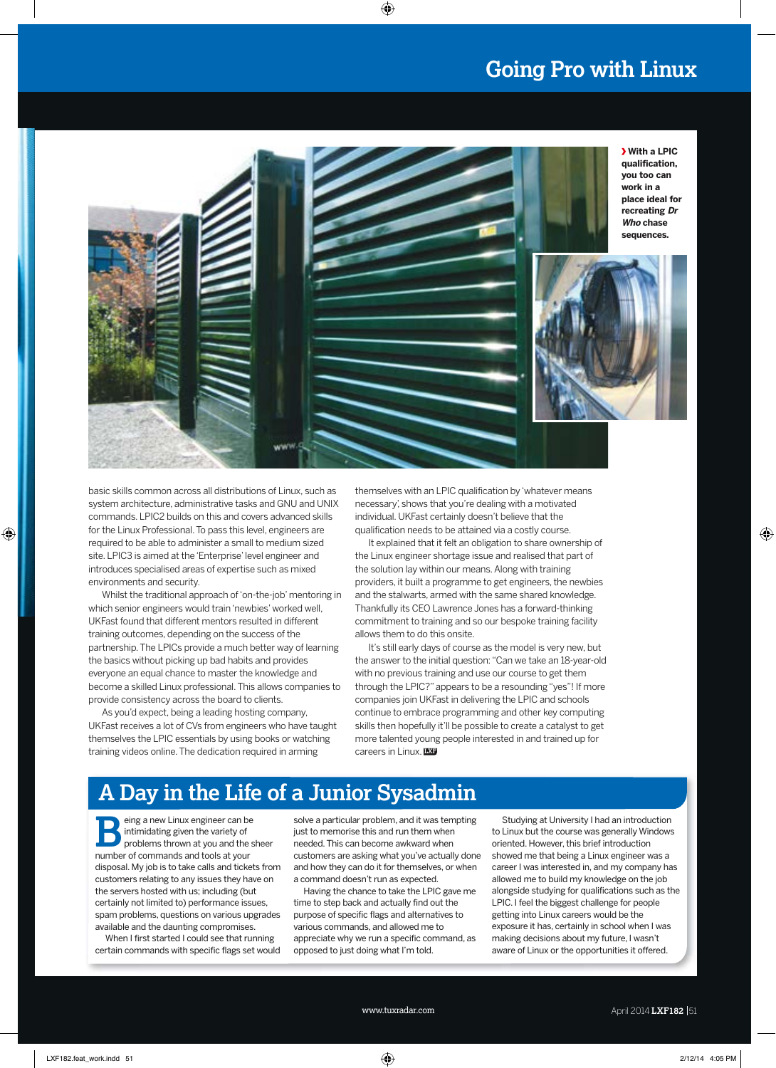**› With a LPIC qualification, you too can work in a place ideal for recreating *Dr Who* chase sequences.**

basic skills common across all distributions of Linux, such as system architecture, administrative tasks and GNU and UNIX commands. LPIC2 builds on this and covers advanced skills for the Linux Professional. To pass this level, engineers are required to be able to administer a small to medium sized site. LPIC3 is aimed at the 'Enterprise' level engineer and introduces specialised areas of expertise such as mixed environments and security.

Whilst the traditional approach of 'on-the-job' mentoring in which senior engineers would train 'newbies' worked well, UKFast found that different mentors resulted in different training outcomes, depending on the success of the partnership. The LPICs provide a much better way of learning the basics without picking up bad habits and provides everyone an equal chance to master the knowledge and become a skilled Linux professional. This allows companies to provide consistency across the board to clients.

As you'd expect, being a leading hosting company, UKFast receives a lot of CVs from engineers who have taught themselves the LPIC essentials by using books or watching training videos online. The dedication required in arming themselves with an LPIC qualification by 'whatever means necessary', shows that you're dealing with a motivated individual. UKFast certainly doesn't believe that the qualification needs to be attained via a costly course.

It explained that it felt an obligation to share ownership of the Linux engineer shortage issue and realised that part of the solution lay within our means. Along with training providers, it built a programme to get engineers, the newbies and the stalwarts, armed with the same shared knowledge. Thankfully its CEO Lawrence Jones has a forward-thinking commitment to training and so our bespoke training facility allows them to do this onsite.

It's still early days of course as the model is very new, but the answer to the initial question: "Can we take an 18-year-old with no previous training and use our course to get them through the LPIC?" appears to be a resounding "yes"! If more companies join UKFast in delivering the LPIC and schools continue to embrace programming and other key computing skills then hopefully it'll be possible to create a catalyst to get more talented young people interested in and trained up for careers in Linux.

## A Day in the Life of a Junior Sysadmin

Being a new Linux engineer can be intimidating given the variety of problems thrown at you and the sheer number of commands and tools at your disposal. My job is to take calls and tickets from customers relating to any issues they have on the servers hosted with us; including (but certainly not limited to) performance issues, spam problems, questions on various upgrades available and the daunting compromises.

When I first started I could see that running certain commands with specific flags set would solve a particular problem, and it was tempting just to memorise this and run them when needed. This can become awkward when customers are asking what you've actually done and how they can do it for themselves, or when a command doesn't run as expected.

Having the chance to take the LPIC gave me time to step back and actually find out the purpose of specific flags and alternatives to various commands, and allowed me to appreciate why we run a specific command, as opposed to just doing what I'm told.

Studying at University I had an introduction to Linux but the course was generally Windows oriented. However, this brief introduction showed me that being a Linux engineer was a career I was interested in, and my company has allowed me to build my knowledge on the job alongside studying for qualifications such as the LPIC. I feel the biggest challenge for people getting into Linux careers would be the exposure it has, certainly in school when I was making decisions about my future, I wasn't aware of Linux or the opportunities it offered.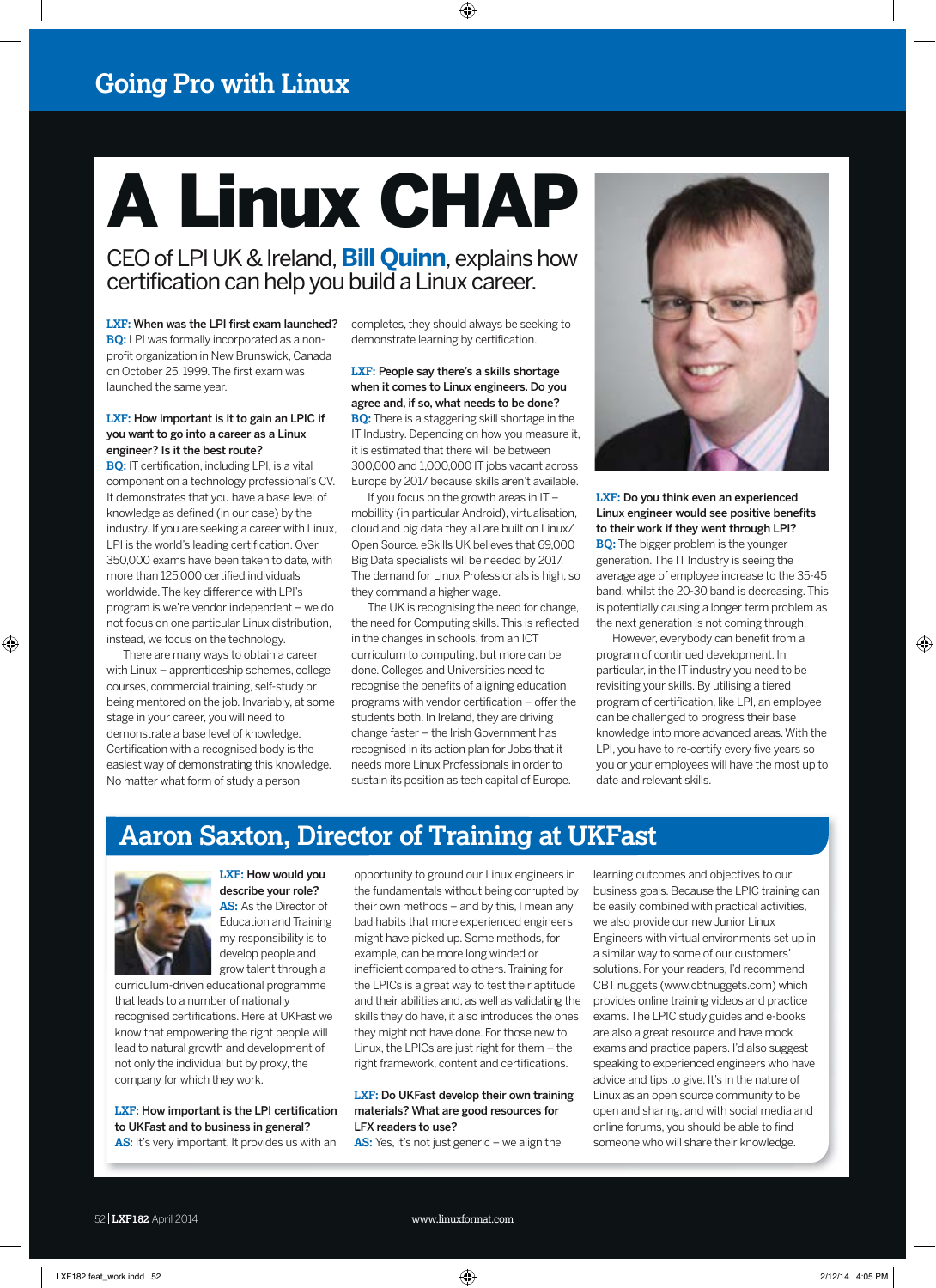# A Linux CHAP

## CEO of LPI UK & Ireland, **Bill Quinn**, explains how certification can help you build a Linux career.

**LXF: When was the LPI first exam launched?**
**BQ:** LPI was formally incorporated as a non-profit organization in New Brunswick, Canada on October 25, 1999. The first exam was launched the same year.

**LXF: How important is it to gain an LPIC if you want to go into a career as a Linux engineer? Is it the best route?**
**BQ:** IT certification, including LPI, is a vital component on a technology professional's CV. It demonstrates that you have a base level of knowledge as defined (in our case) by the industry. If you are seeking a career with Linux, LPI is the world's leading certification. Over 350,000 exams have been taken to date, with more than 125,000 certified individuals worldwide. The key difference with LPI's program is we're vendor independent – we do not focus on one particular Linux distribution, instead, we focus on the technology.

There are many ways to obtain a career with Linux – apprenticeship schemes, college courses, commercial training, self-study or being mentored on the job. Invariably, at some stage in your career, you will need to demonstrate a base level of knowledge. Certification with a recognised body is the easiest way of demonstrating this knowledge. No matter what form of study a person completes, they should always be seeking to demonstrate learning by certification.

**LXF: People say there's a skills shortage when it comes to Linux engineers. Do you agree and, if so, what needs to be done?**
**BQ:** There is a staggering skill shortage in the IT Industry. Depending on how you measure it, it is estimated that there will be between 300,000 and 1,000,000 IT jobs vacant across Europe by 2017 because skills aren't available.

If you focus on the growth areas in IT – mobility (in particular Android), virtualisation, cloud and big data they all are built on Linux/Open Source. eSkills UK believes that 69,000 Big Data specialists will be needed by 2017. The demand for Linux Professionals is high, so they command a higher wage.

The UK is recognising the need for change, the need for Computing skills. This is reflected in the changes in schools, from an ICT curriculum to computing, but more can be done. Colleges and Universities need to recognise the benefits of aligning education programs with vendor certification – offer the students both. In Ireland, they are driving change faster – the Irish Government has recognised in its action plan for Jobs that it needs more Linux Professionals in order to sustain its position as tech capital of Europe.

**LXF: Do you think even an experienced Linux engineer would see positive benefits to their work if they went through LPI?**
**BQ:** The bigger problem is the younger generation. The IT Industry is seeing the average age of employee increase to the 35-45 band, whilst the 20-30 band is decreasing. This is potentially causing a longer term problem as the next generation is not coming through.

However, everybody can benefit from a program of continued development. In particular, in the IT industry you need to be revisiting your skills. By utilising a tiered program of certification, like LPI, an employee can be challenged to progress their base knowledge into more advanced areas. With the LPI, you have to re-certify every five years so you or your employees will have the most up to date and relevant skills.

## Aaron Saxton, Director of Training at UKFast

**LXF: How would you describe your role?**
**AS:** As the Director of Education and Training my responsibility is to develop people and grow talent through a curriculum-driven educational programme that leads to a number of nationally recognised certifications. Here at UKFast we know that empowering the right people will lead to natural growth and development of not only the individual but by proxy, the company for which they work.

**LXF: How important is the LPI certification to UKFast and to business in general?**
**AS:** It's very important. It provides us with an opportunity to ground our Linux engineers in the fundamentals without being corrupted by their own methods – and by this, I mean any bad habits that more experienced engineers might have picked up. Some methods, for example, can be more long winded or inefficient compared to others. Training for the LPICs is a great way to test their aptitude and their abilities and, as well as validating the skills they do have, it also introduces the ones they might not have done. For those new to Linux, the LPICs are just right for them – the right framework, content and certifications.

**LXF: Do UKFast develop their own training materials? What are good resources for LFX readers to use?**
**AS:** Yes, it's not just generic – we align the learning outcomes and objectives to our business goals. Because the LPIC training can be easily combined with practical activities, we also provide our new Junior Linux Engineers with virtual environments set up in a similar way to some of our customers' solutions. For your readers, I'd recommend CBT nuggets (www.cbtnuggets.com) which provides online training videos and practice exams. The LPIC study guides and e-books are also a great resource and have mock exams and practice papers. I'd also suggest speaking to experienced engineers who have advice and tips to give. It's in the nature of Linux as an open source community to be open and sharing, and with social media and online forums, you should be able to find someone who will share their knowledge.